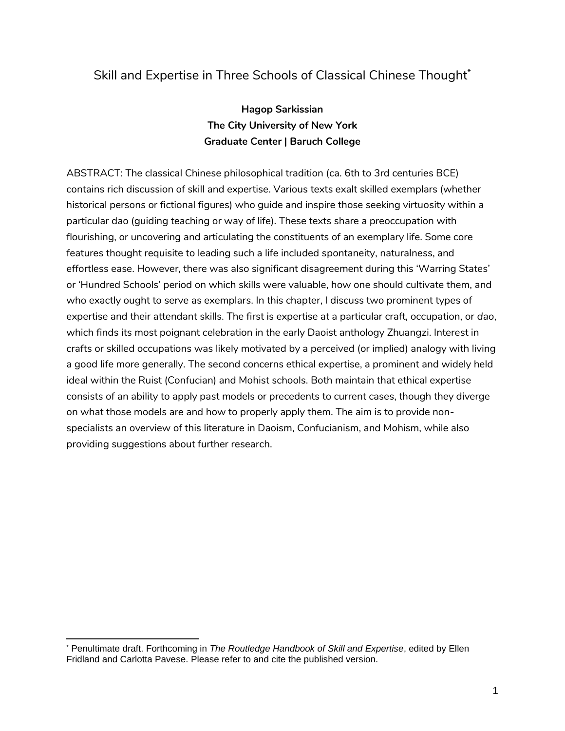# Skill and Expertise in Three Schools of Classical Chinese Thought[*]

**Hagop Sarkissian**
**The City University of New York**
**Graduate Center | Baruch College**

ABSTRACT: The classical Chinese philosophical tradition (ca. 6th to 3rd centuries BCE) contains rich discussion of skill and expertise. Various texts exalt skilled exemplars (whether historical persons or fictional figures) who guide and inspire those seeking virtuosity within a particular dao (guiding teaching or way of life). These texts share a preoccupation with flourishing, or uncovering and articulating the constituents of an exemplary life. Some core features thought requisite to leading such a life included spontaneity, naturalness, and effortless ease. However, there was also significant disagreement during this 'Warring States' or 'Hundred Schools' period on which skills were valuable, how one should cultivate them, and who exactly ought to serve as exemplars. In this chapter, I discuss two prominent types of expertise and their attendant skills. The first is expertise at a particular craft, occupation, or *dao*, which finds its most poignant celebration in the early Daoist anthology Zhuangzi. Interest in crafts or skilled occupations was likely motivated by a perceived (or implied) analogy with living a good life more generally. The second concerns ethical expertise, a prominent and widely held ideal within the Ruist (Confucian) and Mohist schools. Both maintain that ethical expertise consists of an ability to apply past models or precedents to current cases, though they diverge on what those models are and how to properly apply them. The aim is to provide non-specialists an overview of this literature in Daoism, Confucianism, and Mohism, while also providing suggestions about further research.

[*] Penultimate draft. Forthcoming in *The Routledge Handbook of Skill and Expertise*, edited by Ellen Fridland and Carlotta Pavese. Please refer to and cite the published version.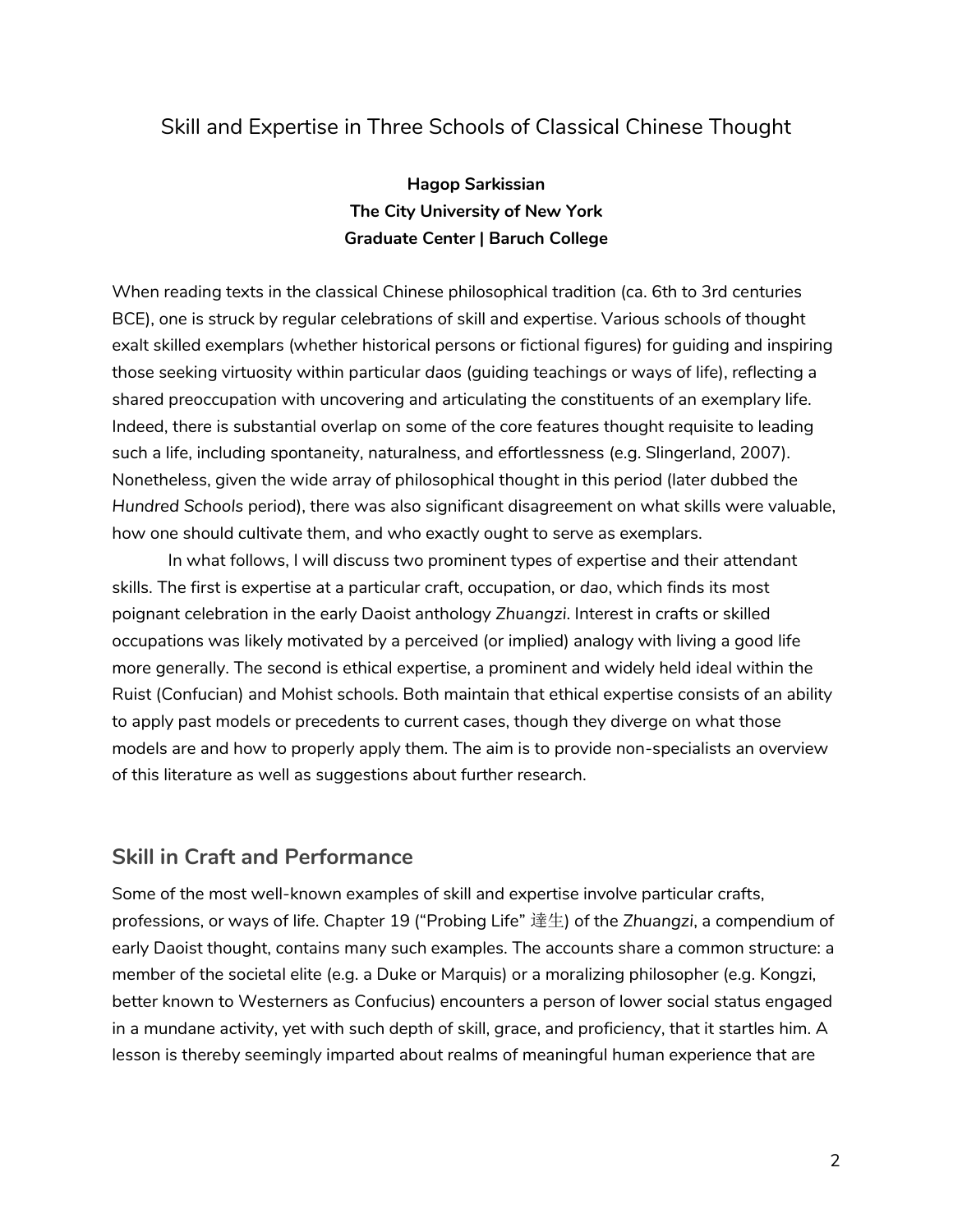# Skill and Expertise in Three Schools of Classical Chinese Thought

**Hagop Sarkissian**
**The City University of New York**
**Graduate Center | Baruch College**

When reading texts in the classical Chinese philosophical tradition (ca. 6th to 3rd centuries BCE), one is struck by regular celebrations of skill and expertise. Various schools of thought exalt skilled exemplars (whether historical persons or fictional figures) for guiding and inspiring those seeking virtuosity within particular *daos* (guiding teachings or ways of life), reflecting a shared preoccupation with uncovering and articulating the constituents of an exemplary life. Indeed, there is substantial overlap on some of the core features thought requisite to leading such a life, including spontaneity, naturalness, and effortlessness (e.g. Slingerland, 2007). Nonetheless, given the wide array of philosophical thought in this period (later dubbed the *Hundred Schools* period), there was also significant disagreement on what skills were valuable, how one should cultivate them, and who exactly ought to serve as exemplars.

In what follows, I will discuss two prominent types of expertise and their attendant skills. The first is expertise at a particular craft, occupation, or *dao*, which finds its most poignant celebration in the early Daoist anthology *Zhuangzi*. Interest in crafts or skilled occupations was likely motivated by a perceived (or implied) analogy with living a good life more generally. The second is ethical expertise, a prominent and widely held ideal within the Ruist (Confucian) and Mohist schools. Both maintain that ethical expertise consists of an ability to apply past models or precedents to current cases, though they diverge on what those models are and how to properly apply them. The aim is to provide non-specialists an overview of this literature as well as suggestions about further research.

## Skill in Craft and Performance

Some of the most well-known examples of skill and expertise involve particular crafts, professions, or ways of life. Chapter 19 ("Probing Life" 達生) of the *Zhuangzi*, a compendium of early Daoist thought, contains many such examples. The accounts share a common structure: a member of the societal elite (e.g. a Duke or Marquis) or a moralizing philosopher (e.g. Kongzi, better known to Westerners as Confucius) encounters a person of lower social status engaged in a mundane activity, yet with such depth of skill, grace, and proficiency, that it startles him. A lesson is thereby seemingly imparted about realms of meaningful human experience that are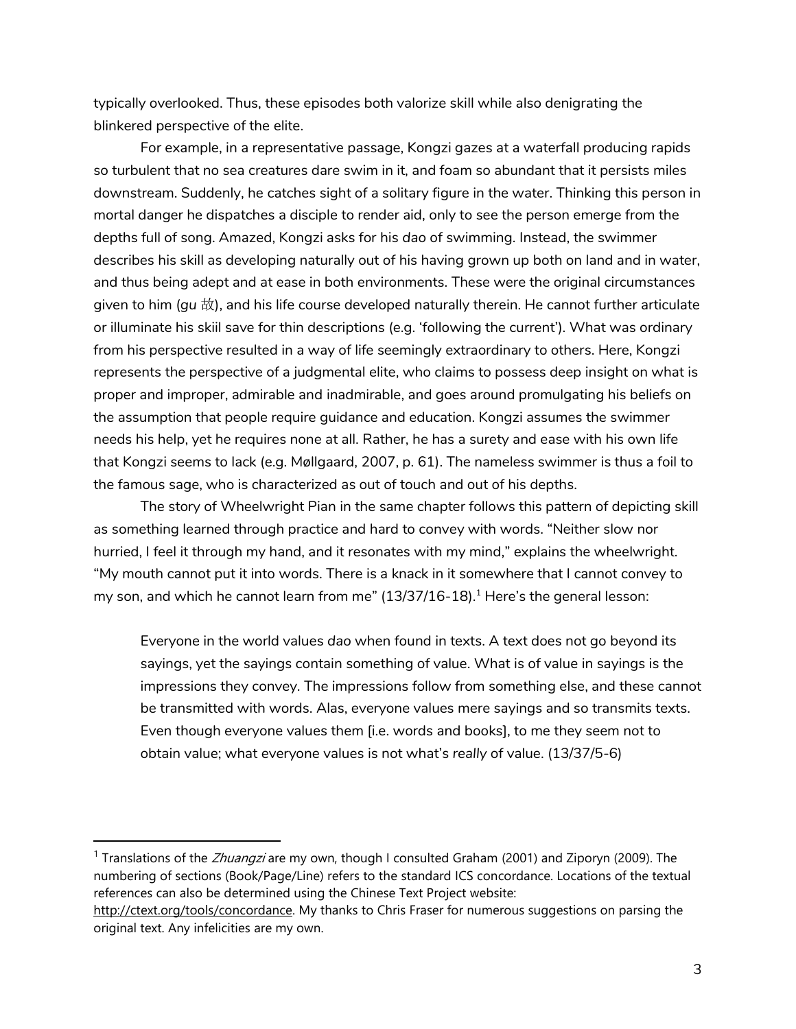typically overlooked. Thus, these episodes both valorize skill while also denigrating the blinkered perspective of the elite.

For example, in a representative passage, Kongzi gazes at a waterfall producing rapids so turbulent that no sea creatures dare swim in it, and foam so abundant that it persists miles downstream. Suddenly, he catches sight of a solitary figure in the water. Thinking this person in mortal danger he dispatches a disciple to render aid, only to see the person emerge from the depths full of song. Amazed, Kongzi asks for his *dao* of swimming. Instead, the swimmer describes his skill as developing naturally out of his having grown up both on land and in water, and thus being adept and at ease in both environments. These were the original circumstances given to him (*gu* 故), and his life course developed naturally therein. He cannot further articulate or illuminate his skiil save for thin descriptions (e.g. 'following the current'). What was ordinary from his perspective resulted in a way of life seemingly extraordinary to others. Here, Kongzi represents the perspective of a judgmental elite, who claims to possess deep insight on what is proper and improper, admirable and inadmirable, and goes around promulgating his beliefs on the assumption that people require guidance and education. Kongzi assumes the swimmer needs his help, yet he requires none at all. Rather, he has a surety and ease with his own life that Kongzi seems to lack (e.g. Møllgaard, 2007, p. 61). The nameless swimmer is thus a foil to the famous sage, who is characterized as out of touch and out of his depths.

The story of Wheelwright Pian in the same chapter follows this pattern of depicting skill as something learned through practice and hard to convey with words. "Neither slow nor hurried, I feel it through my hand, and it resonates with my mind," explains the wheelwright. "My mouth cannot put it into words. There is a knack in it somewhere that I cannot convey to my son, and which he cannot learn from me" (13/37/16-18).[1] Here's the general lesson:

> Everyone in the world values *dao* when found in texts. A text does not go beyond its sayings, yet the sayings contain something of value. What is of value in sayings is the impressions they convey. The impressions follow from something else, and these cannot be transmitted with words. Alas, everyone values mere sayings and so transmits texts. Even though everyone values them [i.e. words and books], to me they seem not to obtain value; what everyone values is not what's *really* of value. (13/37/5-6)

[1] Translations of the *Zhuangzi* are my own, though I consulted Graham (2001) and Ziporyn (2009). The numbering of sections (Book/Page/Line) refers to the standard ICS concordance. Locations of the textual references can also be determined using the Chinese Text Project website: http://ctext.org/tools/concordance. My thanks to Chris Fraser for numerous suggestions on parsing the original text. Any infelicities are my own.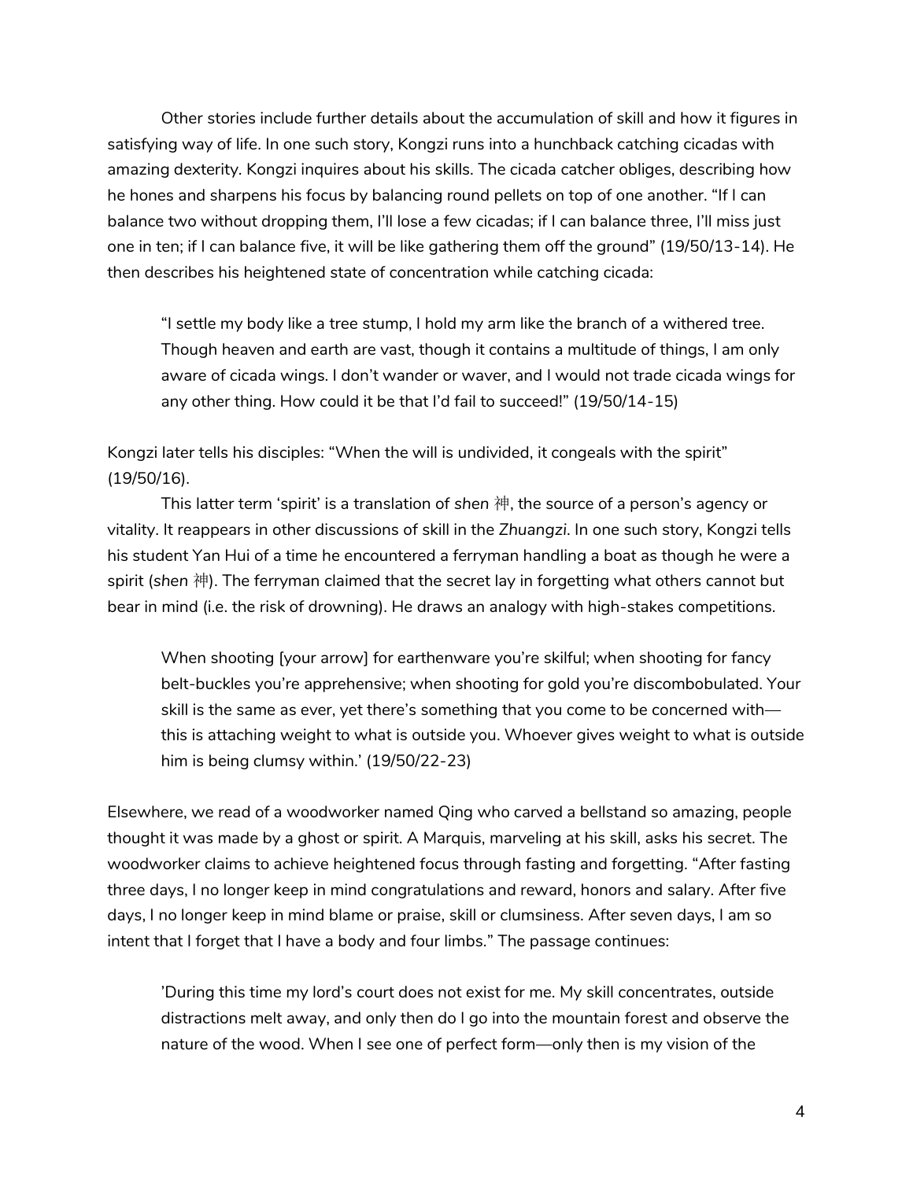Other stories include further details about the accumulation of skill and how it figures in satisfying way of life. In one such story, Kongzi runs into a hunchback catching cicadas with amazing dexterity. Kongzi inquires about his skills. The cicada catcher obliges, describing how he hones and sharpens his focus by balancing round pellets on top of one another. "If I can balance two without dropping them, I'll lose a few cicadas; if I can balance three, I'll miss just one in ten; if I can balance five, it will be like gathering them off the ground" (19/50/13-14). He then describes his heightened state of concentration while catching cicada:

> "I settle my body like a tree stump, I hold my arm like the branch of a withered tree. Though heaven and earth are vast, though it contains a multitude of things, I am only aware of cicada wings. I don't wander or waver, and I would not trade cicada wings for any other thing. How could it be that I'd fail to succeed!" (19/50/14-15)

Kongzi later tells his disciples: "When the will is undivided, it congeals with the spirit" (19/50/16).

This latter term 'spirit' is a translation of *shen* 神, the source of a person's agency or vitality. It reappears in other discussions of skill in the *Zhuangzi*. In one such story, Kongzi tells his student Yan Hui of a time he encountered a ferryman handling a boat as though he were a spirit (*shen* 神). The ferryman claimed that the secret lay in forgetting what others cannot but bear in mind (i.e. the risk of drowning). He draws an analogy with high-stakes competitions.

> When shooting [your arrow] for earthenware you're skilful; when shooting for fancy belt-buckles you're apprehensive; when shooting for gold you're discombobulated. Your skill is the same as ever, yet there's something that you come to be concerned with—this is attaching weight to what is outside you. Whoever gives weight to what is outside him is being clumsy within.' (19/50/22-23)

Elsewhere, we read of a woodworker named Qing who carved a bellstand so amazing, people thought it was made by a ghost or spirit. A Marquis, marveling at his skill, asks his secret. The woodworker claims to achieve heightened focus through fasting and forgetting. "After fasting three days, I no longer keep in mind congratulations and reward, honors and salary. After five days, I no longer keep in mind blame or praise, skill or clumsiness. After seven days, I am so intent that I forget that I have a body and four limbs." The passage continues:

> 'During this time my lord's court does not exist for me. My skill concentrates, outside distractions melt away, and only then do I go into the mountain forest and observe the nature of the wood. When I see one of perfect form—only then is my vision of the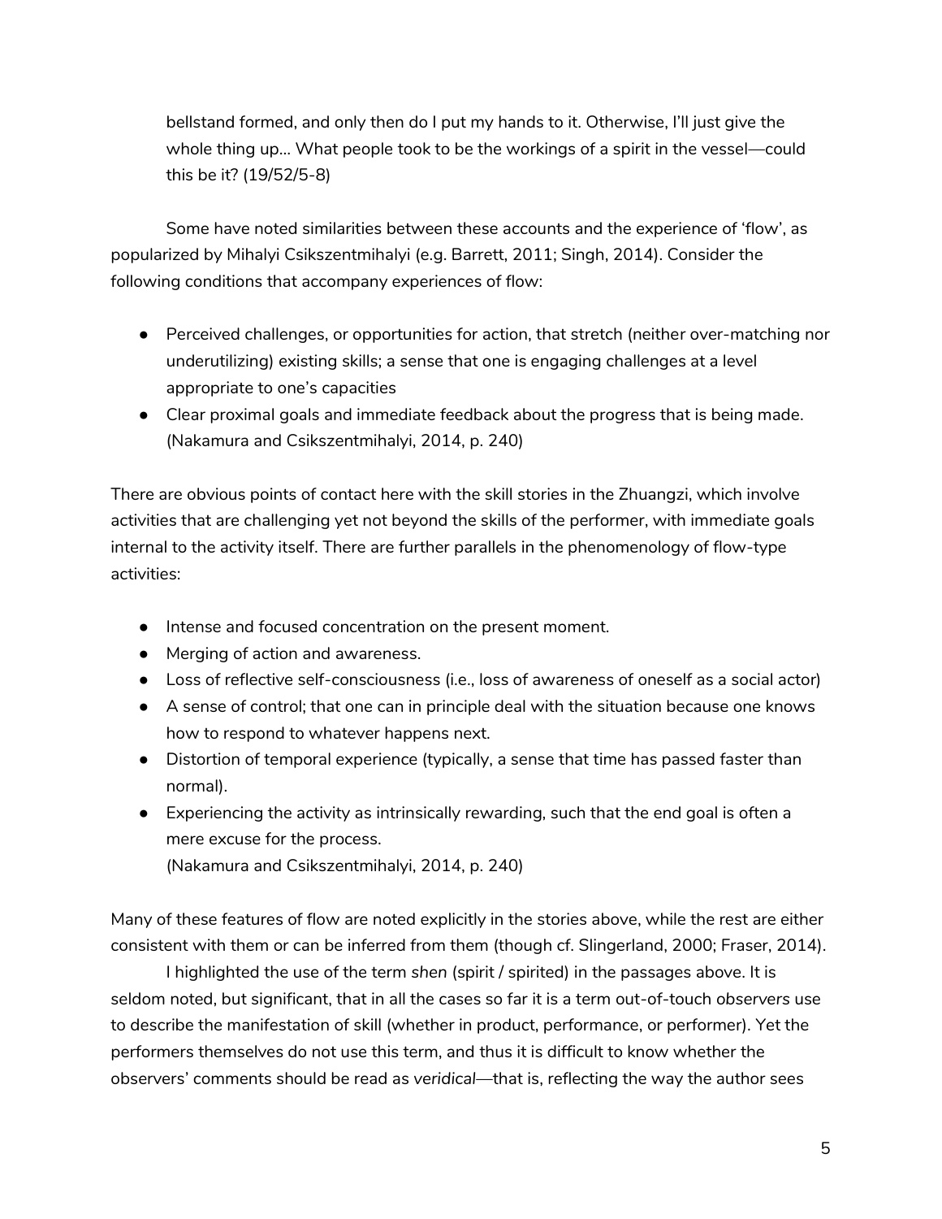> bellstand formed, and only then do I put my hands to it. Otherwise, I'll just give the whole thing up... What people took to be the workings of a spirit in the vessel—could this be it? (19/52/5-8)

Some have noted similarities between these accounts and the experience of 'flow', as popularized by Mihalyi Csikszentmihalyi (e.g. Barrett, 2011; Singh, 2014). Consider the following conditions that accompany experiences of flow:

- Perceived challenges, or opportunities for action, that stretch (neither over-matching nor underutilizing) existing skills; a sense that one is engaging challenges at a level appropriate to one's capacities
- Clear proximal goals and immediate feedback about the progress that is being made. (Nakamura and Csikszentmihalyi, 2014, p. 240)

There are obvious points of contact here with the skill stories in the Zhuangzi, which involve activities that are challenging yet not beyond the skills of the performer, with immediate goals internal to the activity itself. There are further parallels in the phenomenology of flow-type activities:

- Intense and focused concentration on the present moment.
- Merging of action and awareness.
- Loss of reflective self-consciousness (i.e., loss of awareness of oneself as a social actor)
- A sense of control; that one can in principle deal with the situation because one knows how to respond to whatever happens next.
- Distortion of temporal experience (typically, a sense that time has passed faster than normal).
- Experiencing the activity as intrinsically rewarding, such that the end goal is often a mere excuse for the process.
  (Nakamura and Csikszentmihalyi, 2014, p. 240)

Many of these features of flow are noted explicitly in the stories above, while the rest are either consistent with them or can be inferred from them (though cf. Slingerland, 2000; Fraser, 2014).

I highlighted the use of the term *shen* (spirit / spirited) in the passages above. It is seldom noted, but significant, that in all the cases so far it is a term out-of-touch *observers* use to describe the manifestation of skill (whether in product, performance, or performer). Yet the performers themselves do not use this term, and thus it is difficult to know whether the observers' comments should be read as *veridical*—that is, reflecting the way the author sees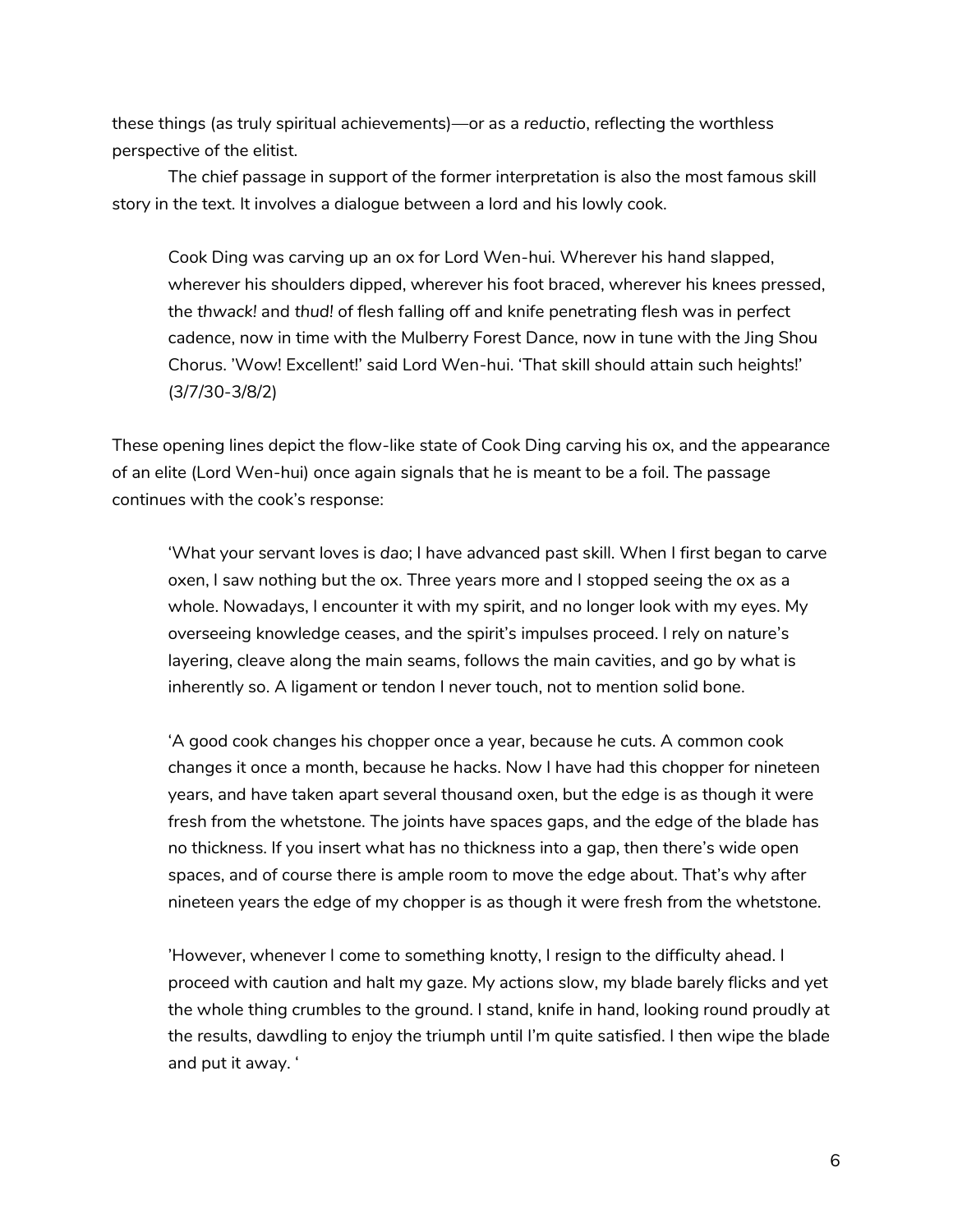these things (as truly spiritual achievements)—or as a *reductio*, reflecting the worthless perspective of the elitist.

The chief passage in support of the former interpretation is also the most famous skill story in the text. It involves a dialogue between a lord and his lowly cook.

> Cook Ding was carving up an ox for Lord Wen-hui. Wherever his hand slapped, wherever his shoulders dipped, wherever his foot braced, wherever his knees pressed, the *thwack!* and *thud!* of flesh falling off and knife penetrating flesh was in perfect cadence, now in time with the Mulberry Forest Dance, now in tune with the Jing Shou Chorus. 'Wow! Excellent!' said Lord Wen-hui. 'That skill should attain such heights!' (3/7/30-3/8/2)

These opening lines depict the flow-like state of Cook Ding carving his ox, and the appearance of an elite (Lord Wen-hui) once again signals that he is meant to be a foil. The passage continues with the cook's response:

> 'What your servant loves is *dao*; I have advanced past skill. When I first began to carve oxen, I saw nothing but the ox. Three years more and I stopped seeing the ox as a whole. Nowadays, I encounter it with my spirit, and no longer look with my eyes. My overseeing knowledge ceases, and the spirit's impulses proceed. I rely on nature's layering, cleave along the main seams, follows the main cavities, and go by what is inherently so. A ligament or tendon I never touch, not to mention solid bone.
>
> 'A good cook changes his chopper once a year, because he cuts. A common cook changes it once a month, because he hacks. Now I have had this chopper for nineteen years, and have taken apart several thousand oxen, but the edge is as though it were fresh from the whetstone. The joints have spaces gaps, and the edge of the blade has no thickness. If you insert what has no thickness into a gap, then there's wide open spaces, and of course there is ample room to move the edge about. That's why after nineteen years the edge of my chopper is as though it were fresh from the whetstone.
>
> 'However, whenever I come to something knotty, I resign to the difficulty ahead. I proceed with caution and halt my gaze. My actions slow, my blade barely flicks and yet the whole thing crumbles to the ground. I stand, knife in hand, looking round proudly at the results, dawdling to enjoy the triumph until I'm quite satisfied. I then wipe the blade and put it away. '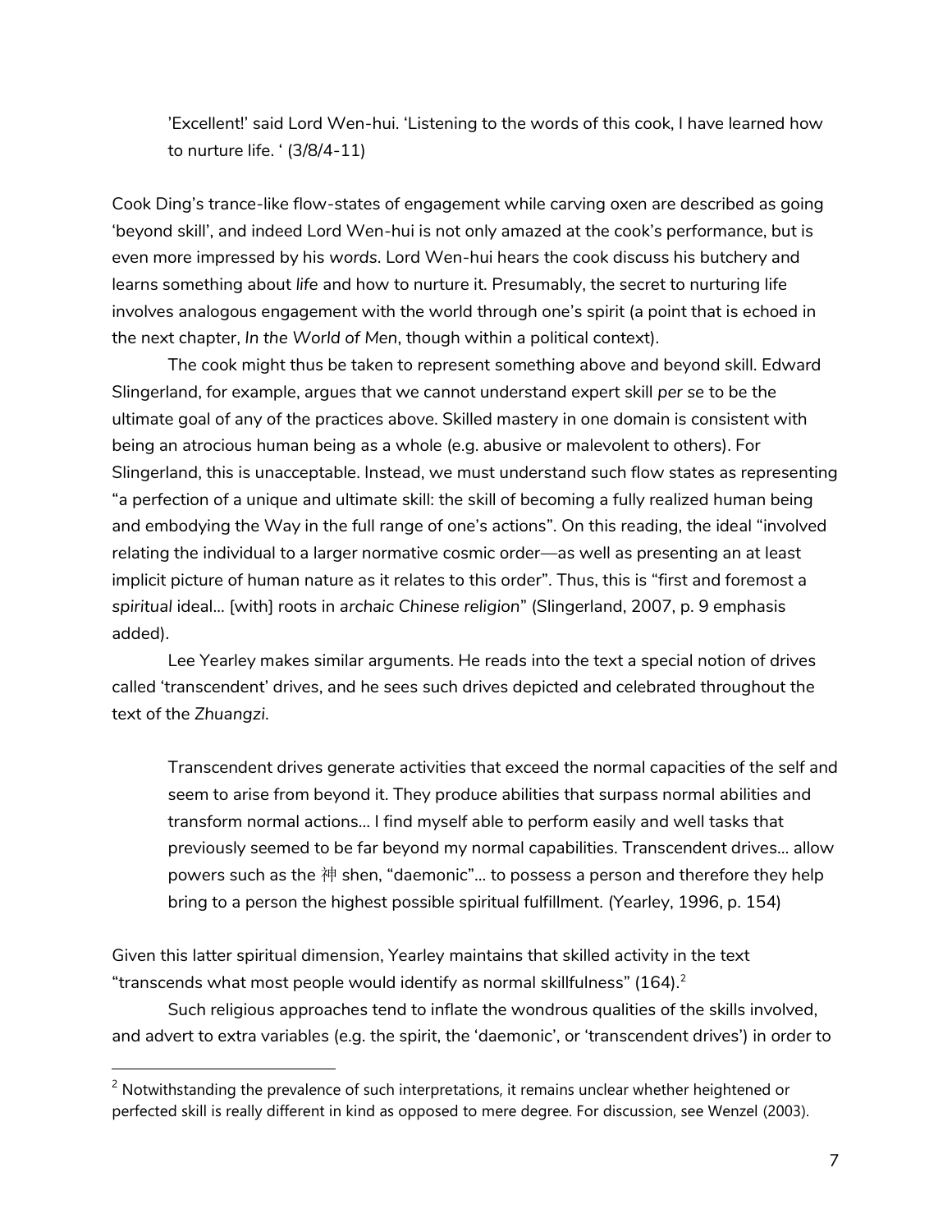> 'Excellent!' said Lord Wen-hui. 'Listening to the words of this cook, I have learned how to nurture life. ' (3/8/4-11)

Cook Ding's trance-like flow-states of engagement while carving oxen are described as going 'beyond skill', and indeed Lord Wen-hui is not only amazed at the cook's performance, but is even more impressed by his *words*. Lord Wen-hui hears the cook discuss his butchery and learns something about *life* and how to nurture it. Presumably, the secret to nurturing life involves analogous engagement with the world through one's spirit (a point that is echoed in the next chapter, *In the World of Men*, though within a political context).

The cook might thus be taken to represent something above and beyond skill. Edward Slingerland, for example, argues that we cannot understand expert skill *per se* to be the ultimate goal of any of the practices above. Skilled mastery in one domain is consistent with being an atrocious human being as a whole (e.g. abusive or malevolent to others). For Slingerland, this is unacceptable. Instead, we must understand such flow states as representing "a perfection of a unique and ultimate skill: the skill of becoming a fully realized human being and embodying the Way in the full range of one's actions". On this reading, the ideal "involved relating the individual to a larger normative cosmic order—as well as presenting an at least implicit picture of human nature as it relates to this order". Thus, this is "first and foremost a *spiritual* ideal… [with] roots in *archaic Chinese religion*" (Slingerland, 2007, p. 9 emphasis added).

Lee Yearley makes similar arguments. He reads into the text a special notion of drives called 'transcendent' drives, and he sees such drives depicted and celebrated throughout the text of the *Zhuangzi*.

> Transcendent drives generate activities that exceed the normal capacities of the self and seem to arise from beyond it. They produce abilities that surpass normal abilities and transform normal actions… I find myself able to perform easily and well tasks that previously seemed to be far beyond my normal capabilities. Transcendent drives… allow powers such as the 神 shen, "daemonic"… to possess a person and therefore they help bring to a person the highest possible spiritual fulfillment. (Yearley, 1996, p. 154)

Given this latter spiritual dimension, Yearley maintains that skilled activity in the text "transcends what most people would identify as normal skillfulness" (164).[2]

Such religious approaches tend to inflate the wondrous qualities of the skills involved, and advert to extra variables (e.g. the spirit, the 'daemonic', or 'transcendent drives') in order to

---

[2] Notwithstanding the prevalence of such interpretations, it remains unclear whether heightened or perfected skill is really different in kind as opposed to mere degree. For discussion, see Wenzel (2003).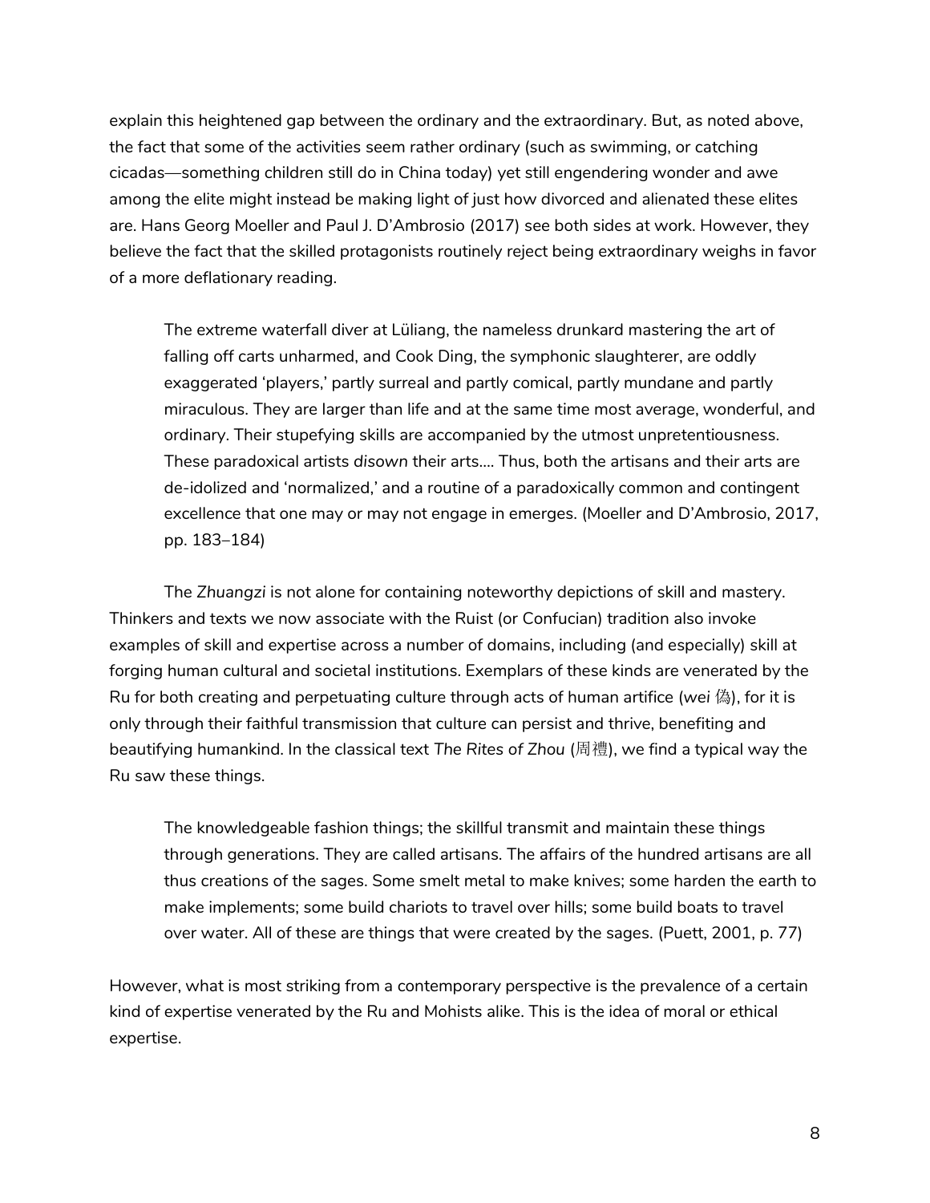explain this heightened gap between the ordinary and the extraordinary. But, as noted above, the fact that some of the activities seem rather ordinary (such as swimming, or catching cicadas—something children still do in China today) yet still engendering wonder and awe among the elite might instead be making light of just how divorced and alienated these elites are. Hans Georg Moeller and Paul J. D'Ambrosio (2017) see both sides at work. However, they believe the fact that the skilled protagonists routinely reject being extraordinary weighs in favor of a more deflationary reading.

> The extreme waterfall diver at Lüliang, the nameless drunkard mastering the art of falling off carts unharmed, and Cook Ding, the symphonic slaughterer, are oddly exaggerated 'players,' partly surreal and partly comical, partly mundane and partly miraculous. They are larger than life and at the same time most average, wonderful, and ordinary. Their stupefying skills are accompanied by the utmost unpretentiousness. These paradoxical artists *disown* their arts.... Thus, both the artisans and their arts are de-idolized and 'normalized,' and a routine of a paradoxically common and contingent excellence that one may or may not engage in emerges. (Moeller and D'Ambrosio, 2017, pp. 183–184)

The *Zhuangzi* is not alone for containing noteworthy depictions of skill and mastery. Thinkers and texts we now associate with the Ruist (or Confucian) tradition also invoke examples of skill and expertise across a number of domains, including (and especially) skill at forging human cultural and societal institutions. Exemplars of these kinds are venerated by the Ru for both creating and perpetuating culture through acts of human artifice (*wei* 偽), for it is only through their faithful transmission that culture can persist and thrive, benefiting and beautifying humankind. In the classical text *The Rites of Zhou* (周禮), we find a typical way the Ru saw these things.

> The knowledgeable fashion things; the skillful transmit and maintain these things through generations. They are called artisans. The affairs of the hundred artisans are all thus creations of the sages. Some smelt metal to make knives; some harden the earth to make implements; some build chariots to travel over hills; some build boats to travel over water. All of these are things that were created by the sages. (Puett, 2001, p. 77)

However, what is most striking from a contemporary perspective is the prevalence of a certain kind of expertise venerated by the Ru and Mohists alike. This is the idea of moral or ethical expertise.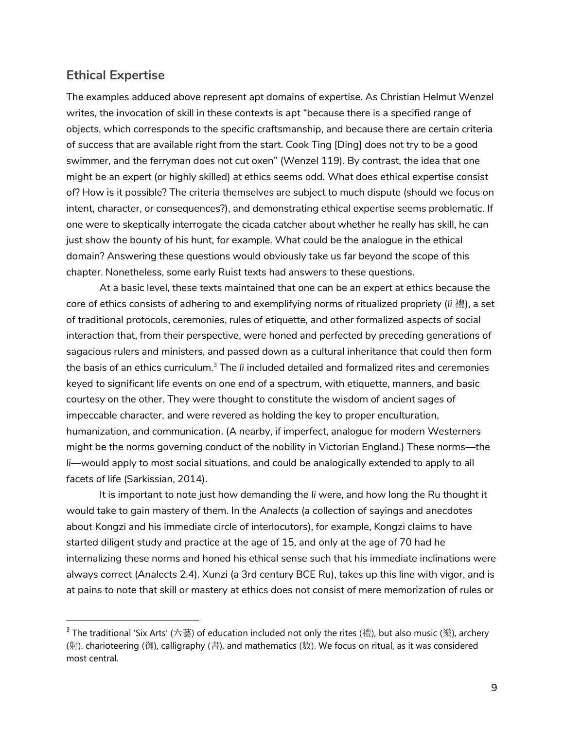## Ethical Expertise

The examples adduced above represent apt domains of expertise. As Christian Helmut Wenzel writes, the invocation of skill in these contexts is apt "because there is a specified range of objects, which corresponds to the specific craftsmanship, and because there are certain criteria of success that are available right from the start. Cook Ting [Ding] does not try to be a good swimmer, and the ferryman does not cut oxen" (Wenzel 119). By contrast, the idea that one might be an expert (or highly skilled) at ethics seems odd. What does ethical expertise consist of? How is it possible? The criteria themselves are subject to much dispute (should we focus on intent, character, or consequences?), and demonstrating ethical expertise seems problematic. If one were to skeptically interrogate the cicada catcher about whether he really has skill, he can just show the bounty of his hunt, for example. What could be the analogue in the ethical domain? Answering these questions would obviously take us far beyond the scope of this chapter. Nonetheless, some early Ruist texts had answers to these questions.

At a basic level, these texts maintained that one can be an expert at ethics because the core of ethics consists of adhering to and exemplifying norms of ritualized propriety (*li* 禮), a set of traditional protocols, ceremonies, rules of etiquette, and other formalized aspects of social interaction that, from their perspective, were honed and perfected by preceding generations of sagacious rulers and ministers, and passed down as a cultural inheritance that could then form the basis of an ethics curriculum.[3] The *li* included detailed and formalized rites and ceremonies keyed to significant life events on one end of a spectrum, with etiquette, manners, and basic courtesy on the other. They were thought to constitute the wisdom of ancient sages of impeccable character, and were revered as holding the key to proper enculturation, humanization, and communication. (A nearby, if imperfect, analogue for modern Westerners might be the norms governing conduct of the nobility in Victorian England.) These norms—the *li*—would apply to most social situations, and could be analogically extended to apply to all facets of life (Sarkissian, 2014).

It is important to note just how demanding the *li* were, and how long the Ru thought it would take to gain mastery of them. In the *Analects* (a collection of sayings and anecdotes about Kongzi and his immediate circle of interlocutors), for example, Kongzi claims to have started diligent study and practice at the age of 15, and only at the age of 70 had he internalizing these norms and honed his ethical sense such that his immediate inclinations were always correct (*Analects* 2.4). Xunzi (a 3rd century BCE Ru), takes up this line with vigor, and is at pains to note that skill or mastery at ethics does not consist of mere memorization of rules or

---

[3] The traditional 'Six Arts' (六藝) of education included not only the rites (禮), but also music (樂), archery (射). charioteering (御), calligraphy (書), and mathematics (數). We focus on ritual, as it was considered most central.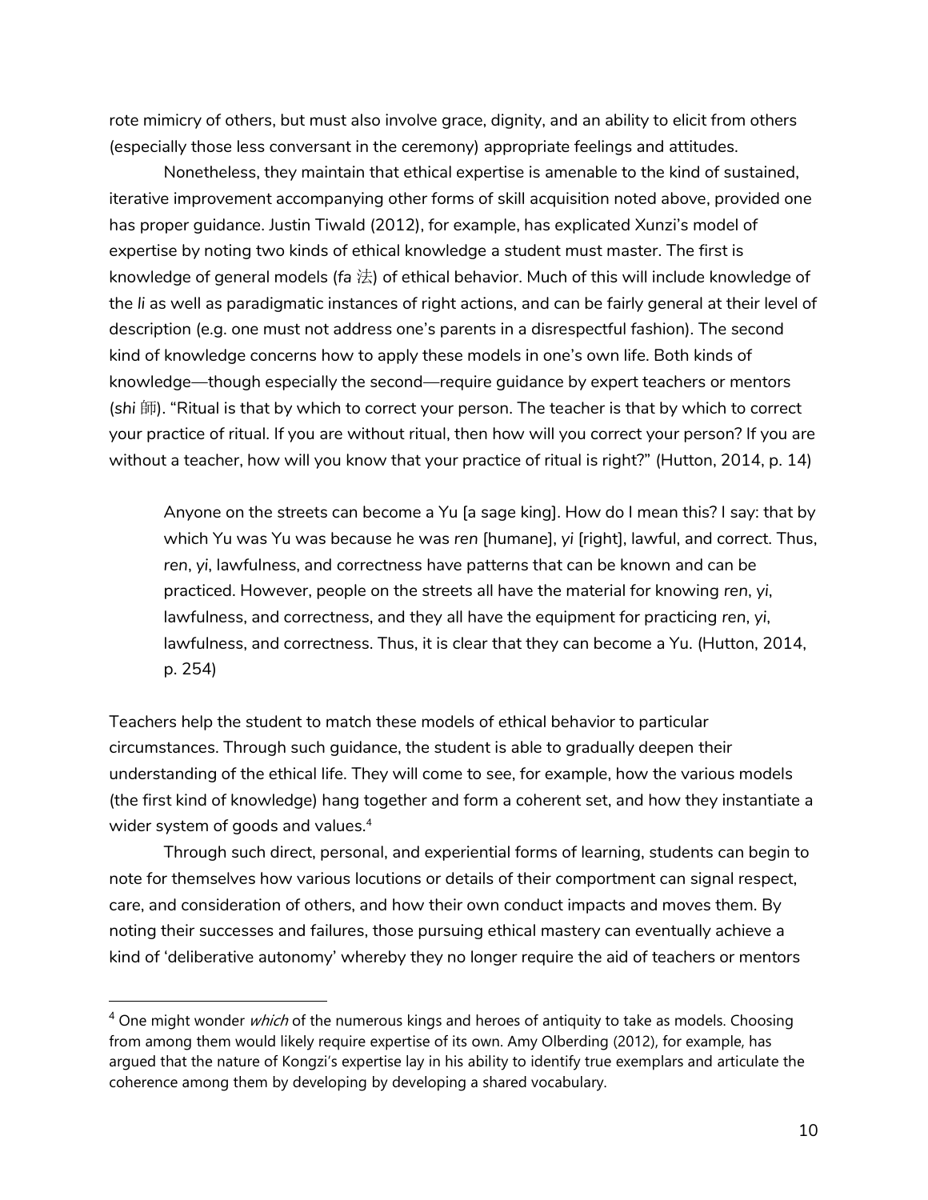rote mimicry of others, but must also involve grace, dignity, and an ability to elicit from others (especially those less conversant in the ceremony) appropriate feelings and attitudes.

Nonetheless, they maintain that ethical expertise is amenable to the kind of sustained, iterative improvement accompanying other forms of skill acquisition noted above, provided one has proper guidance. Justin Tiwald (2012), for example, has explicated Xunzi's model of expertise by noting two kinds of ethical knowledge a student must master. The first is knowledge of general models (*fa* 法) of ethical behavior. Much of this will include knowledge of the *li* as well as paradigmatic instances of right actions, and can be fairly general at their level of description (e.g. one must not address one's parents in a disrespectful fashion). The second kind of knowledge concerns how to apply these models in one's own life. Both kinds of knowledge—though especially the second—require guidance by expert teachers or mentors (*shi* 師). "Ritual is that by which to correct your person. The teacher is that by which to correct your practice of ritual. If you are without ritual, then how will you correct your person? If you are without a teacher, how will you know that your practice of ritual is right?" (Hutton, 2014, p. 14)

> Anyone on the streets can become a Yu [a sage king]. How do I mean this? I say: that by which Yu was Yu was because he was *ren* [humane], *yi* [right], lawful, and correct. Thus, *ren*, *yi*, lawfulness, and correctness have patterns that can be known and can be practiced. However, people on the streets all have the material for knowing *ren*, *yi*, lawfulness, and correctness, and they all have the equipment for practicing *ren*, *yi*, lawfulness, and correctness. Thus, it is clear that they can become a Yu. (Hutton, 2014, p. 254)

Teachers help the student to match these models of ethical behavior to particular circumstances. Through such guidance, the student is able to gradually deepen their understanding of the ethical life. They will come to see, for example, how the various models (the first kind of knowledge) hang together and form a coherent set, and how they instantiate a wider system of goods and values.[4]

Through such direct, personal, and experiential forms of learning, students can begin to note for themselves how various locutions or details of their comportment can signal respect, care, and consideration of others, and how their own conduct impacts and moves them. By noting their successes and failures, those pursuing ethical mastery can eventually achieve a kind of 'deliberative autonomy' whereby they no longer require the aid of teachers or mentors

[4] One might wonder *which* of the numerous kings and heroes of antiquity to take as models. Choosing from among them would likely require expertise of its own. Amy Olberding (2012), for example, has argued that the nature of Kongzi's expertise lay in his ability to identify true exemplars and articulate the coherence among them by developing by developing a shared vocabulary.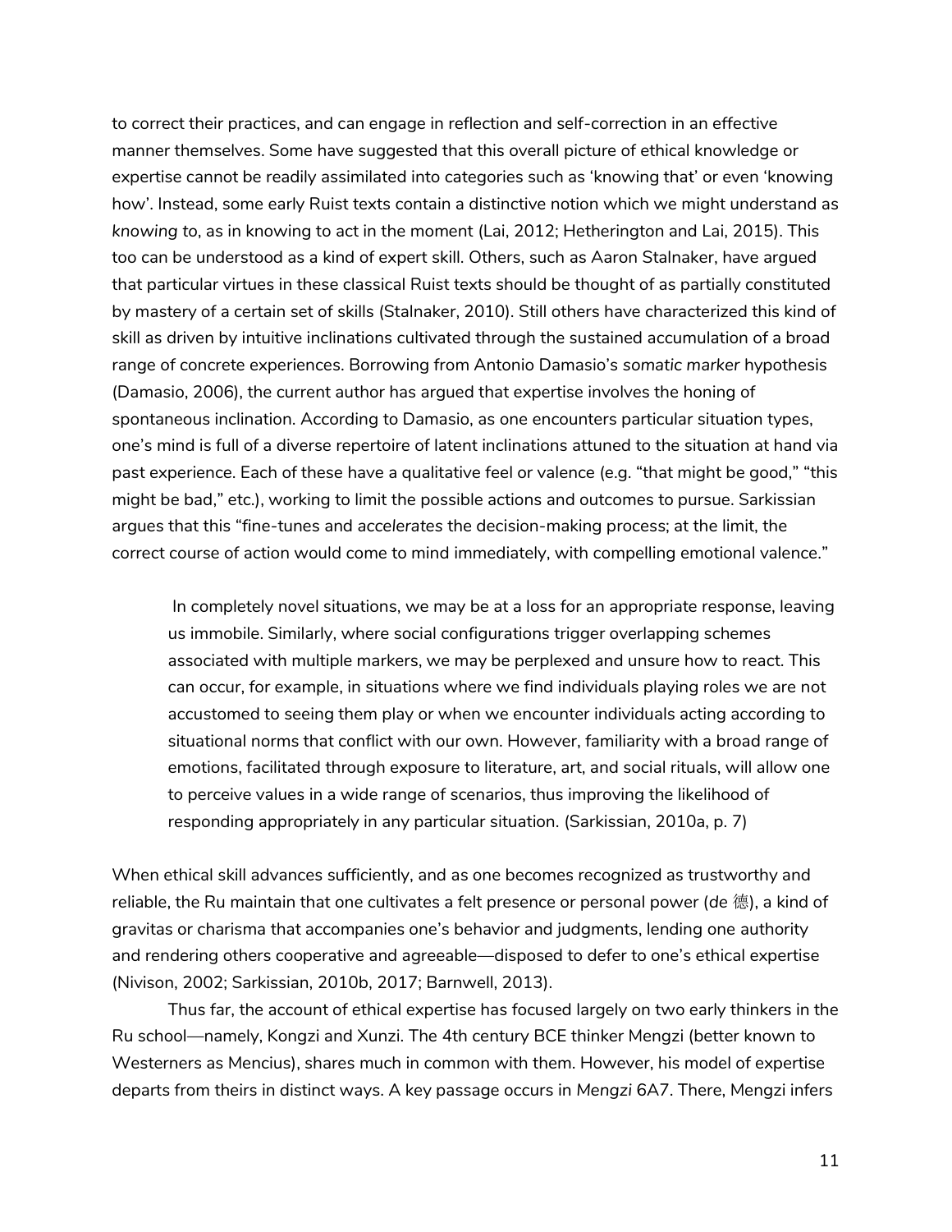to correct their practices, and can engage in reflection and self-correction in an effective manner themselves. Some have suggested that this overall picture of ethical knowledge or expertise cannot be readily assimilated into categories such as 'knowing that' or even 'knowing how'. Instead, some early Ruist texts contain a distinctive notion which we might understand as *knowing to*, as in knowing to act in the moment (Lai, 2012; Hetherington and Lai, 2015). This too can be understood as a kind of expert skill. Others, such as Aaron Stalnaker, have argued that particular virtues in these classical Ruist texts should be thought of as partially constituted by mastery of a certain set of skills (Stalnaker, 2010). Still others have characterized this kind of skill as driven by intuitive inclinations cultivated through the sustained accumulation of a broad range of concrete experiences. Borrowing from Antonio Damasio's *somatic marker* hypothesis (Damasio, 2006), the current author has argued that expertise involves the honing of spontaneous inclination. According to Damasio, as one encounters particular situation types, one's mind is full of a diverse repertoire of latent inclinations attuned to the situation at hand via past experience. Each of these have a qualitative feel or valence (e.g. "that might be good," "this might be bad," etc.), working to limit the possible actions and outcomes to pursue. Sarkissian argues that this "fine-tunes and *accelerates* the decision-making process; at the limit, the correct course of action would come to mind immediately, with compelling emotional valence."

> In completely novel situations, we may be at a loss for an appropriate response, leaving us immobile. Similarly, where social configurations trigger overlapping schemes associated with multiple markers, we may be perplexed and unsure how to react. This can occur, for example, in situations where we find individuals playing roles we are not accustomed to seeing them play or when we encounter individuals acting according to situational norms that conflict with our own. However, familiarity with a broad range of emotions, facilitated through exposure to literature, art, and social rituals, will allow one to perceive values in a wide range of scenarios, thus improving the likelihood of responding appropriately in any particular situation. (Sarkissian, 2010a, p. 7)

When ethical skill advances sufficiently, and as one becomes recognized as trustworthy and reliable, the Ru maintain that one cultivates a felt presence or personal power (*de* 德), a kind of gravitas or charisma that accompanies one's behavior and judgments, lending one authority and rendering others cooperative and agreeable—disposed to defer to one's ethical expertise (Nivison, 2002; Sarkissian, 2010b, 2017; Barnwell, 2013).

Thus far, the account of ethical expertise has focused largely on two early thinkers in the Ru school—namely, Kongzi and Xunzi. The 4th century BCE thinker Mengzi (better known to Westerners as Mencius), shares much in common with them. However, his model of expertise departs from theirs in distinct ways. A key passage occurs in *Mengzi* 6A7. There, Mengzi infers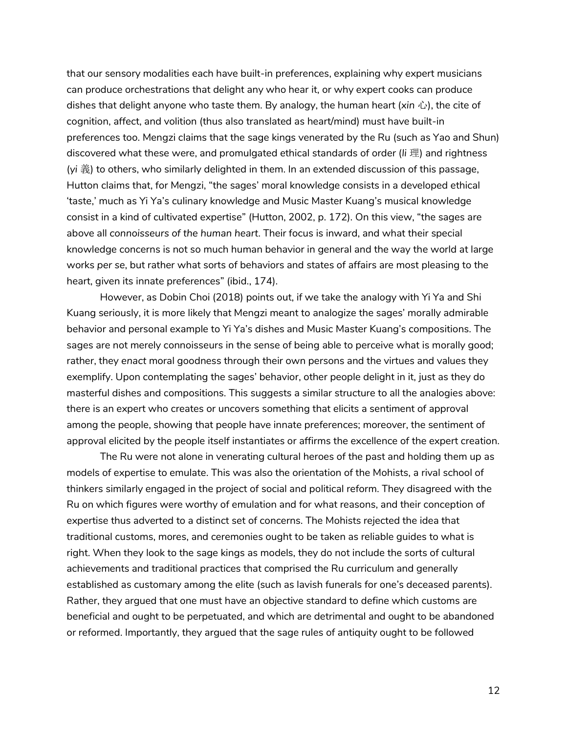that our sensory modalities each have built-in preferences, explaining why expert musicians can produce orchestrations that delight any who hear it, or why expert cooks can produce dishes that delight anyone who taste them. By analogy, the human heart (*xin* 心), the cite of cognition, affect, and volition (thus also translated as heart/mind) must have built-in preferences too. Mengzi claims that the sage kings venerated by the Ru (such as Yao and Shun) discovered what these were, and promulgated ethical standards of order (*li* 理) and rightness (*yi* 義) to others, who similarly delighted in them. In an extended discussion of this passage, Hutton claims that, for Mengzi, "the sages' moral knowledge consists in a developed ethical 'taste,' much as Yi Ya's culinary knowledge and Music Master Kuang's musical knowledge consist in a kind of cultivated expertise" (Hutton, 2002, p. 172). On this view, "the sages are above all *connoisseurs of the human heart*. Their focus is inward, and what their special knowledge concerns is not so much human behavior in general and the way the world at large works *per se*, but rather what sorts of behaviors and states of affairs are most pleasing to the heart, given its innate preferences" (ibid., 174).

However, as Dobin Choi (2018) points out, if we take the analogy with Yi Ya and Shi Kuang seriously, it is more likely that Mengzi meant to analogize the sages' morally admirable behavior and personal example to Yi Ya's dishes and Music Master Kuang's compositions. The sages are not merely connoisseurs in the sense of being able to perceive what is morally good; rather, they *enact* moral goodness through their own persons and the virtues and values they exemplify. Upon contemplating the sages' behavior, other people delight in it, just as they do masterful dishes and compositions. This suggests a similar structure to all the analogies above: there is an expert who creates or uncovers something that elicits a sentiment of approval among the people, showing that people have innate preferences; moreover, the sentiment of approval elicited by the people itself instantiates or affirms the excellence of the expert creation.

The Ru were not alone in venerating cultural heroes of the past and holding them up as models of expertise to emulate. This was also the orientation of the Mohists, a rival school of thinkers similarly engaged in the project of social and political reform. They disagreed with the Ru on which figures were worthy of emulation and for what reasons, and their conception of expertise thus adverted to a distinct set of concerns. The Mohists rejected the idea that traditional customs, mores, and ceremonies ought to be taken as reliable guides to what is right. When they look to the sage kings as models, they do not include the sorts of cultural achievements and traditional practices that comprised the Ru curriculum and generally established as customary among the elite (such as lavish funerals for one's deceased parents). Rather, they argued that one must have an objective standard to define which customs are beneficial and ought to be perpetuated, and which are detrimental and ought to be abandoned or reformed. Importantly, they argued that the sage rules of antiquity ought to be followed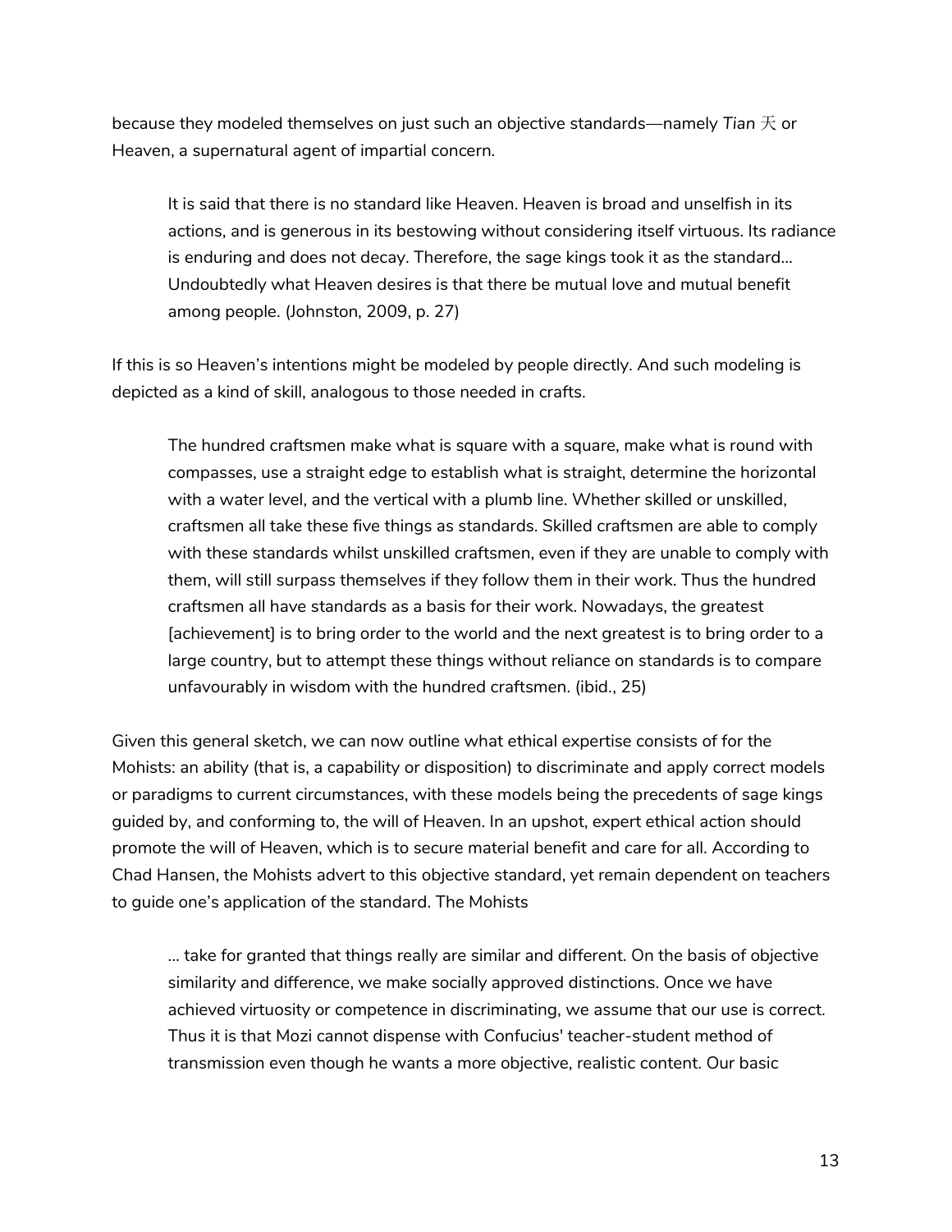because they modeled themselves on just such an objective standards—namely *Tian* 天 or Heaven, a supernatural agent of impartial concern.

> It is said that there is no standard like Heaven. Heaven is broad and unselfish in its actions, and is generous in its bestowing without considering itself virtuous. Its radiance is enduring and does not decay. Therefore, the sage kings took it as the standard… Undoubtedly what Heaven desires is that there be mutual love and mutual benefit among people. (Johnston, 2009, p. 27)

If this is so Heaven's intentions might be modeled by people directly. And such modeling is depicted as a kind of skill, analogous to those needed in crafts.

> The hundred craftsmen make what is square with a square, make what is round with compasses, use a straight edge to establish what is straight, determine the horizontal with a water level, and the vertical with a plumb line. Whether skilled or unskilled, craftsmen all take these five things as standards. Skilled craftsmen are able to comply with these standards whilst unskilled craftsmen, even if they are unable to comply with them, will still surpass themselves if they follow them in their work. Thus the hundred craftsmen all have standards as a basis for their work. Nowadays, the greatest [achievement] is to bring order to the world and the next greatest is to bring order to a large country, but to attempt these things without reliance on standards is to compare unfavourably in wisdom with the hundred craftsmen. (ibid., 25)

Given this general sketch, we can now outline what ethical expertise consists of for the Mohists: an ability (that is, a capability or disposition) to discriminate and apply correct models or paradigms to current circumstances, with these models being the precedents of sage kings guided by, and conforming to, the will of Heaven. In an upshot, expert ethical action should promote the will of Heaven, which is to secure material benefit and care for all. According to Chad Hansen, the Mohists advert to this objective standard, yet remain dependent on teachers to guide one's application of the standard. The Mohists

> … take for granted that things really are similar and different. On the basis of objective similarity and difference, we make socially approved distinctions. Once we have achieved virtuosity or competence in discriminating, we assume that our use is correct. Thus it is that Mozi cannot dispense with Confucius' teacher-student method of transmission even though he wants a more objective, realistic content. Our basic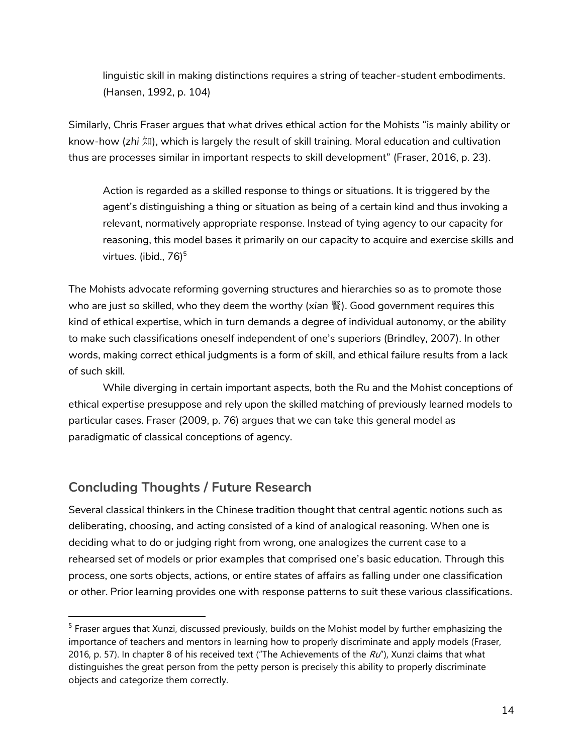> linguistic skill in making distinctions requires a string of teacher-student embodiments. (Hansen, 1992, p. 104)

Similarly, Chris Fraser argues that what drives ethical action for the Mohists "is mainly ability or know-how (*zhi* 知), which is largely the result of skill training. Moral education and cultivation thus are processes similar in important respects to skill development" (Fraser, 2016, p. 23).

> Action is regarded as a skilled response to things or situations. It is triggered by the agent's distinguishing a thing or situation as being of a certain kind and thus invoking a relevant, normatively appropriate response. Instead of tying agency to our capacity for reasoning, this model bases it primarily on our capacity to acquire and exercise skills and virtues. (ibid., 76)[5]

The Mohists advocate reforming governing structures and hierarchies so as to promote those who are just so skilled, who they deem the worthy (*xian* 賢). Good government requires this kind of ethical expertise, which in turn demands a degree of individual autonomy, or the ability to make such classifications oneself independent of one's superiors (Brindley, 2007). In other words, making correct ethical judgments is a form of skill, and ethical failure results from a lack of such skill.

While diverging in certain important aspects, both the Ru and the Mohist conceptions of ethical expertise presuppose and rely upon the skilled matching of previously learned models to particular cases. Fraser (2009, p. 76) argues that we can take this general model as paradigmatic of classical conceptions of agency.

## Concluding Thoughts / Future Research

Several classical thinkers in the Chinese tradition thought that central agentic notions such as deliberating, choosing, and acting consisted of a kind of analogical reasoning. When one is deciding what to do or judging right from wrong, one analogizes the current case to a rehearsed set of models or prior examples that comprised one's basic education. Through this process, one sorts objects, actions, or entire states of affairs as falling under one classification or other. Prior learning provides one with response patterns to suit these various classifications.

---

[5] Fraser argues that Xunzi, discussed previously, builds on the Mohist model by further emphasizing the importance of teachers and mentors in learning how to properly discriminate and apply models (Fraser, 2016, p. 57). In chapter 8 of his received text ("The Achievements of the *Ru*"), Xunzi claims that what distinguishes the great person from the petty person is precisely this ability to properly discriminate objects and categorize them correctly.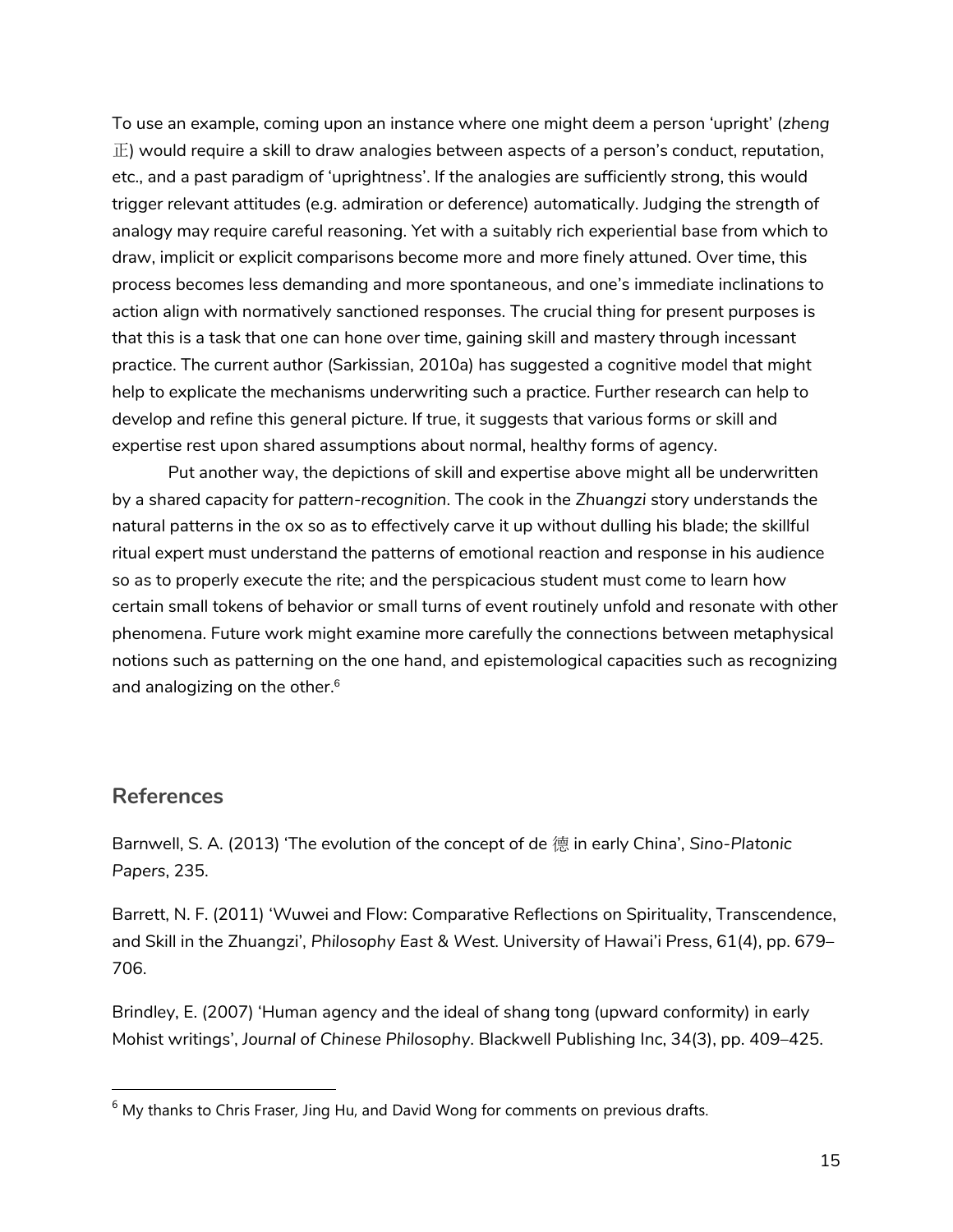To use an example, coming upon an instance where one might deem a person 'upright' (*zheng* 正) would require a skill to draw analogies between aspects of a person's conduct, reputation, etc., and a past paradigm of 'uprightness'. If the analogies are sufficiently strong, this would trigger relevant attitudes (e.g. admiration or deference) automatically. Judging the strength of analogy may require careful reasoning. Yet with a suitably rich experiential base from which to draw, implicit or explicit comparisons become more and more finely attuned. Over time, this process becomes less demanding and more spontaneous, and one's immediate inclinations to action align with normatively sanctioned responses. The crucial thing for present purposes is that this is a task that one can hone over time, gaining skill and mastery through incessant practice. The current author (Sarkissian, 2010a) has suggested a cognitive model that might help to explicate the mechanisms underwriting such a practice. Further research can help to develop and refine this general picture. If true, it suggests that various forms or skill and expertise rest upon shared assumptions about normal, healthy forms of agency.

Put another way, the depictions of skill and expertise above might all be underwritten by a shared capacity for *pattern-recognition*. The cook in the *Zhuangzi* story understands the natural patterns in the ox so as to effectively carve it up without dulling his blade; the skillful ritual expert must understand the patterns of emotional reaction and response in his audience so as to properly execute the rite; and the perspicacious student must come to learn how certain small tokens of behavior or small turns of event routinely unfold and resonate with other phenomena. Future work might examine more carefully the connections between metaphysical notions such as patterning on the one hand, and epistemological capacities such as recognizing and analogizing on the other.[6]

## References

Barnwell, S. A. (2013) 'The evolution of the concept of de 德 in early China', *Sino-Platonic Papers*, 235.

Barrett, N. F. (2011) 'Wuwei and Flow: Comparative Reflections on Spirituality, Transcendence, and Skill in the Zhuangzi', *Philosophy East & West*. University of Hawai'i Press, 61(4), pp. 679–706.

Brindley, E. (2007) 'Human agency and the ideal of shang tong (upward conformity) in early Mohist writings', *Journal of Chinese Philosophy*. Blackwell Publishing Inc, 34(3), pp. 409–425.

---

[6] My thanks to Chris Fraser, Jing Hu, and David Wong for comments on previous drafts.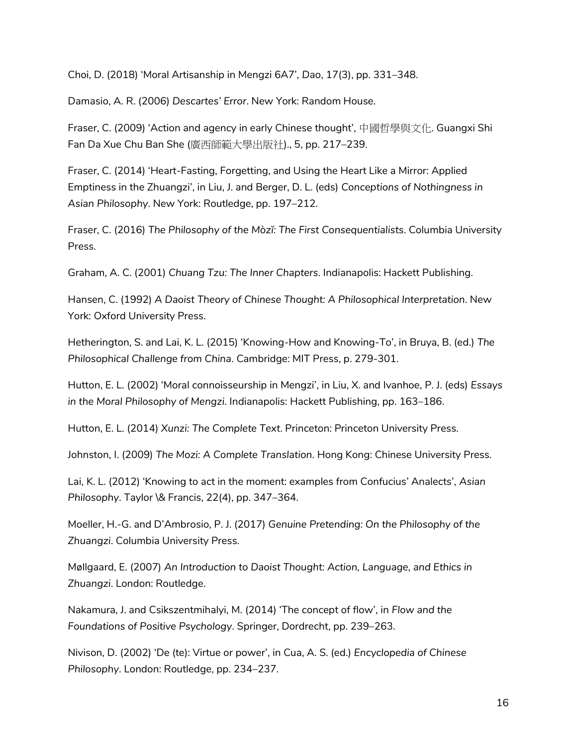Choi, D. (2018) 'Moral Artisanship in Mengzi 6A7', *Dao*, 17(3), pp. 331–348.

Damasio, A. R. (2006) *Descartes' Error*. New York: Random House.

Fraser, C. (2009) 'Action and agency in early Chinese thought', 中國哲學與文化. Guangxi Shi Fan Da Xue Chu Ban She (廣西師範大學出版社)., 5, pp. 217–239.

Fraser, C. (2014) 'Heart-Fasting, Forgetting, and Using the Heart Like a Mirror: Applied Emptiness in the Zhuangzi', in Liu, J. and Berger, D. L. (eds) *Conceptions of Nothingness in Asian Philosophy*. New York: Routledge, pp. 197–212.

Fraser, C. (2016) *The Philosophy of the Mòzǐ: The First Consequentialists*. Columbia University Press.

Graham, A. C. (2001) *Chuang Tzu: The Inner Chapters*. Indianapolis: Hackett Publishing.

Hansen, C. (1992) *A Daoist Theory of Chinese Thought: A Philosophical Interpretation*. New York: Oxford University Press.

Hetherington, S. and Lai, K. L. (2015) 'Knowing-How and Knowing-To', in Bruya, B. (ed.) *The Philosophical Challenge from China*. Cambridge: MIT Press, p. 279-301.

Hutton, E. L. (2002) 'Moral connoisseurship in Mengzi', in Liu, X. and Ivanhoe, P. J. (eds) *Essays in the Moral Philosophy of Mengzi*. Indianapolis: Hackett Publishing, pp. 163–186.

Hutton, E. L. (2014) *Xunzi: The Complete Text*. Princeton: Princeton University Press.

Johnston, I. (2009) *The Mozi: A Complete Translation*. Hong Kong: Chinese University Press.

Lai, K. L. (2012) 'Knowing to act in the moment: examples from Confucius' Analects', *Asian Philosophy*. Taylor \& Francis, 22(4), pp. 347–364.

Moeller, H.-G. and D'Ambrosio, P. J. (2017) *Genuine Pretending: On the Philosophy of the Zhuangzi*. Columbia University Press.

Møllgaard, E. (2007) *An Introduction to Daoist Thought: Action, Language, and Ethics in Zhuangzi*. London: Routledge.

Nakamura, J. and Csikszentmihalyi, M. (2014) 'The concept of flow', in *Flow and the Foundations of Positive Psychology*. Springer, Dordrecht, pp. 239–263.

Nivison, D. (2002) 'De (te): Virtue or power', in Cua, A. S. (ed.) *Encyclopedia of Chinese Philosophy*. London: Routledge, pp. 234–237.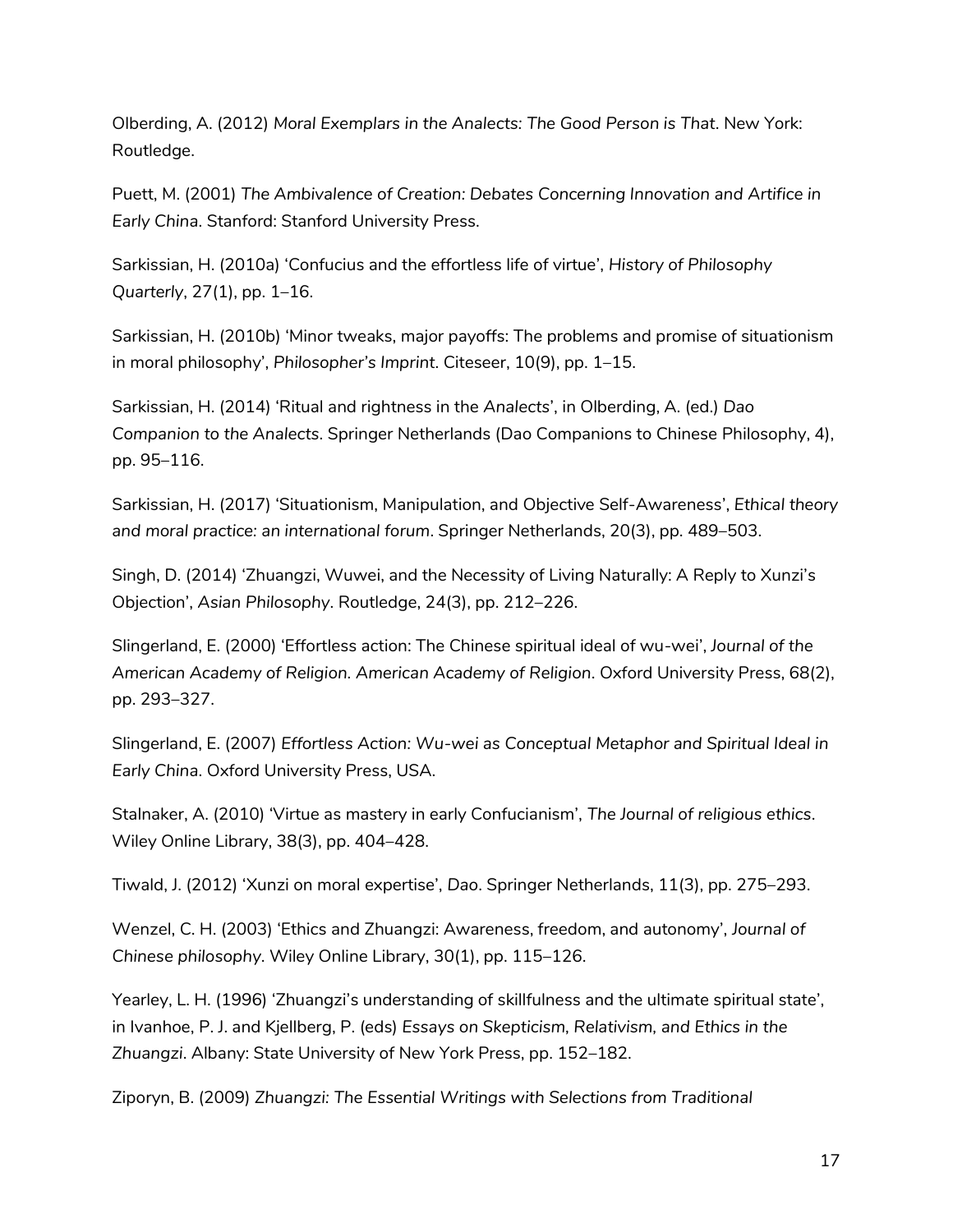Olberding, A. (2012) *Moral Exemplars in the Analects: The Good Person is That*. New York: Routledge.

Puett, M. (2001) *The Ambivalence of Creation: Debates Concerning Innovation and Artifice in Early China*. Stanford: Stanford University Press.

Sarkissian, H. (2010a) 'Confucius and the effortless life of virtue', *History of Philosophy Quarterly*, 27(1), pp. 1–16.

Sarkissian, H. (2010b) 'Minor tweaks, major payoffs: The problems and promise of situationism in moral philosophy', *Philosopher's Imprint*. Citeseer, 10(9), pp. 1–15.

Sarkissian, H. (2014) 'Ritual and rightness in the *Analects*', in Olberding, A. (ed.) *Dao Companion to the Analects*. Springer Netherlands (Dao Companions to Chinese Philosophy, 4), pp. 95–116.

Sarkissian, H. (2017) 'Situationism, Manipulation, and Objective Self-Awareness', *Ethical theory and moral practice: an international forum*. Springer Netherlands, 20(3), pp. 489–503.

Singh, D. (2014) 'Zhuangzi, Wuwei, and the Necessity of Living Naturally: A Reply to Xunzi's Objection', *Asian Philosophy*. Routledge, 24(3), pp. 212–226.

Slingerland, E. (2000) 'Effortless action: The Chinese spiritual ideal of wu-wei', *Journal of the American Academy of Religion. American Academy of Religion*. Oxford University Press, 68(2), pp. 293–327.

Slingerland, E. (2007) *Effortless Action: Wu-wei as Conceptual Metaphor and Spiritual Ideal in Early China*. Oxford University Press, USA.

Stalnaker, A. (2010) 'Virtue as mastery in early Confucianism', *The Journal of religious ethics*. Wiley Online Library, 38(3), pp. 404–428.

Tiwald, J. (2012) 'Xunzi on moral expertise', *Dao*. Springer Netherlands, 11(3), pp. 275–293.

Wenzel, C. H. (2003) 'Ethics and Zhuangzi: Awareness, freedom, and autonomy', *Journal of Chinese philosophy*. Wiley Online Library, 30(1), pp. 115–126.

Yearley, L. H. (1996) 'Zhuangzi's understanding of skillfulness and the ultimate spiritual state', in Ivanhoe, P. J. and Kjellberg, P. (eds) *Essays on Skepticism, Relativism, and Ethics in the Zhuangzi*. Albany: State University of New York Press, pp. 152–182.

Ziporyn, B. (2009) *Zhuangzi: The Essential Writings with Selections from Traditional*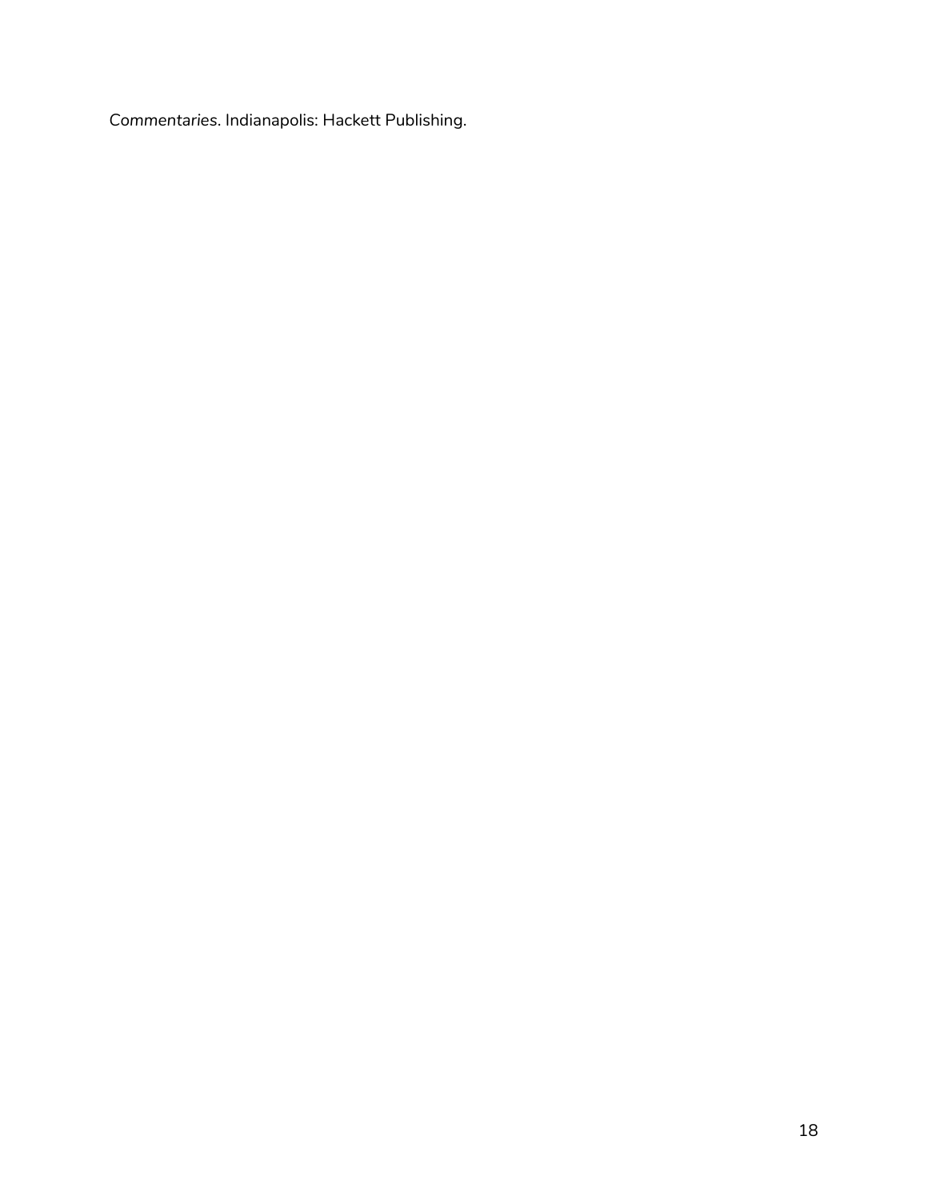*Commentaries*. Indianapolis: Hackett Publishing.